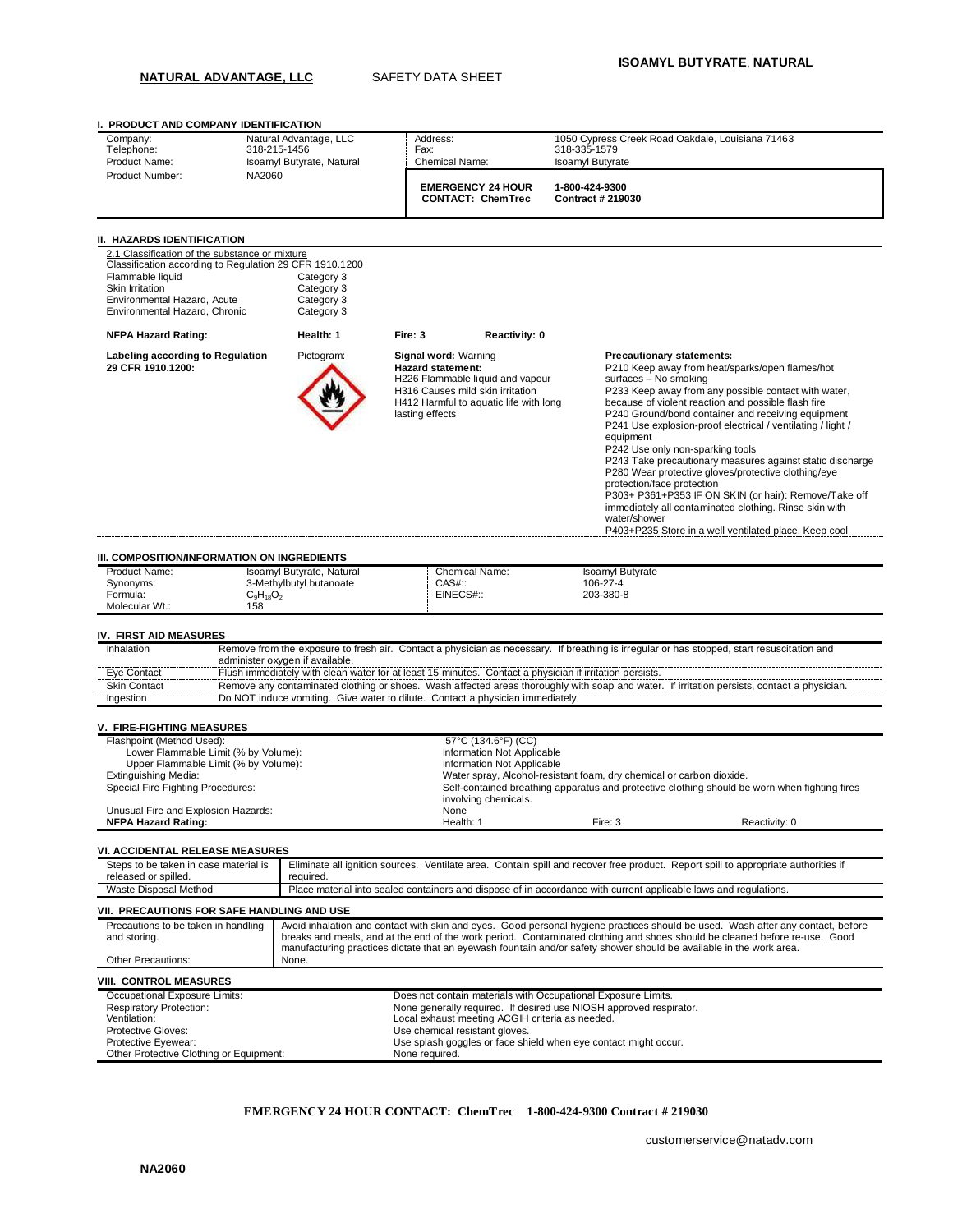**NATURAL ADVANTAGE, LLC** SAFETY DATA SHEET

**ISOAMYL BUTYRATE, NATURAL**

## I. PRODUCT AND COMPANY IDENTIFICATION

| | | | |
|---|---|---|---|
| Company: | Natural Advantage, LLC | Address: | 1050 Cypress Creek Road Oakdale, Louisiana 71463 |
| Telephone: | 318-215-1456 | Fax: | 318-335-1579 |
| Product Name: | Isoamyl Butyrate, Natural | Chemical Name: | Isoamyl Butyrate |
| Product Number: | NA2060 | **EMERGENCY 24 HOUR CONTACT: ChemTrec** | **1-800-424-9300 Contract # 219030** |

## II. HAZARDS IDENTIFICATION

2.1 Classification of the substance or mixture

Classification according to Regulation 29 CFR 1910.1200

| | |
|---|---|
| Flammable liquid | Category 3 |
| Skin Irritation | Category 3 |
| Environmental Hazard, Acute | Category 3 |
| Environmental Hazard, Chronic | Category 3 |

**NFPA Hazard Rating:** Health: 1 Fire: 3 Reactivity: 0

**Labeling according to Regulation 29 CFR 1910.1200:**

Pictogram:

**Signal word:** Warning

**Hazard statement:**
H226 Flammable liquid and vapour
H316 Causes mild skin irritation
H412 Harmful to aquatic life with long lasting effects

**Precautionary statements:**
P210 Keep away from heat/sparks/open flames/hot surfaces – No smoking
P233 Keep away from any possible contact with water, because of violent reaction and possible flash fire
P240 Ground/bond container and receiving equipment
P241 Use explosion-proof electrical / ventilating / light / equipment
P242 Use only non-sparking tools
P243 Take precautionary measures against static discharge
P280 Wear protective gloves/protective clothing/eye protection/face protection
P303+ P361+P353 IF ON SKIN (or hair): Remove/Take off immediately all contaminated clothing. Rinse skin with water/shower
P403+P235 Store in a well ventilated place. Keep cool

## III. COMPOSITION/INFORMATION ON INGREDIENTS

| | | | |
|---|---|---|---|
| Product Name: | Isoamyl Butyrate, Natural | Chemical Name: | Isoamyl Butyrate |
| Synonyms: | 3-Methylbutyl butanoate | CAS#:: | 106-27-4 |
| Formula: | $C_9H_{18}O_2$ | EINECS#:: | 203-380-8 |
| Molecular Wt.: | 158 | | |

## IV. FIRST AID MEASURES

| | |
|---|---|
| Inhalation | Remove from the exposure to fresh air. Contact a physician as necessary. If breathing is irregular or has stopped, start resuscitation and administer oxygen if available. |
| Eye Contact | Flush immediately with clean water for at least 15 minutes. Contact a physician if irritation persists. |
| Skin Contact | Remove any contaminated clothing or shoes. Wash affected areas thoroughly with soap and water. If irritation persists, contact a physician. |
| Ingestion | Do NOT induce vomiting. Give water to dilute. Contact a physician immediately. |

## V. FIRE-FIGHTING MEASURES

| | | | |
|---|---|---|---|
| Flashpoint (Method Used): | 57°C (134.6°F) (CC) | | |
| Lower Flammable Limit (% by Volume): | Information Not Applicable | | |
| Upper Flammable Limit (% by Volume): | Information Not Applicable | | |
| Extinguishing Media: | Water spray, Alcohol-resistant foam, dry chemical or carbon dioxide. | | |
| Special Fire Fighting Procedures: | Self-contained breathing apparatus and protective clothing should be worn when fighting fires involving chemicals. | | |
| Unusual Fire and Explosion Hazards: | None | | |
| **NFPA Hazard Rating:** | Health: 1 | Fire: 3 | Reactivity: 0 |

## VI. ACCIDENTAL RELEASE MEASURES

| | |
|---|---|
| Steps to be taken in case material is released or spilled. | Eliminate all ignition sources. Ventilate area. Contain spill and recover free product. Report spill to appropriate authorities if required. |
| Waste Disposal Method | Place material into sealed containers and dispose of in accordance with current applicable laws and regulations. |

## VII. PRECAUTIONS FOR SAFE HANDLING AND USE

| | |
|---|---|
| Precautions to be taken in handling and storing. | Avoid inhalation and contact with skin and eyes. Good personal hygiene practices should be used. Wash after any contact, before breaks and meals, and at the end of the work period. Contaminated clothing and shoes should be cleaned before re-use. Good manufacturing practices dictate that an eyewash fountain and/or safety shower should be available in the work area. |
| Other Precautions: | None. |

## VIII. CONTROL MEASURES

| | |
|---|---|
| Occupational Exposure Limits: | Does not contain materials with Occupational Exposure Limits. |
| Respiratory Protection: | None generally required. If desired use NIOSH approved respirator. |
| Ventilation: | Local exhaust meeting ACGIH criteria as needed. |
| Protective Gloves: | Use chemical resistant gloves. |
| Protective Eyewear: | Use splash goggles or face shield when eye contact might occur. |
| Other Protective Clothing or Equipment: | None required. |

**EMERGENCY 24 HOUR CONTACT: ChemTrec 1-800-424-9300 Contract # 219030**

customerservice@natadv.com

**NA2060**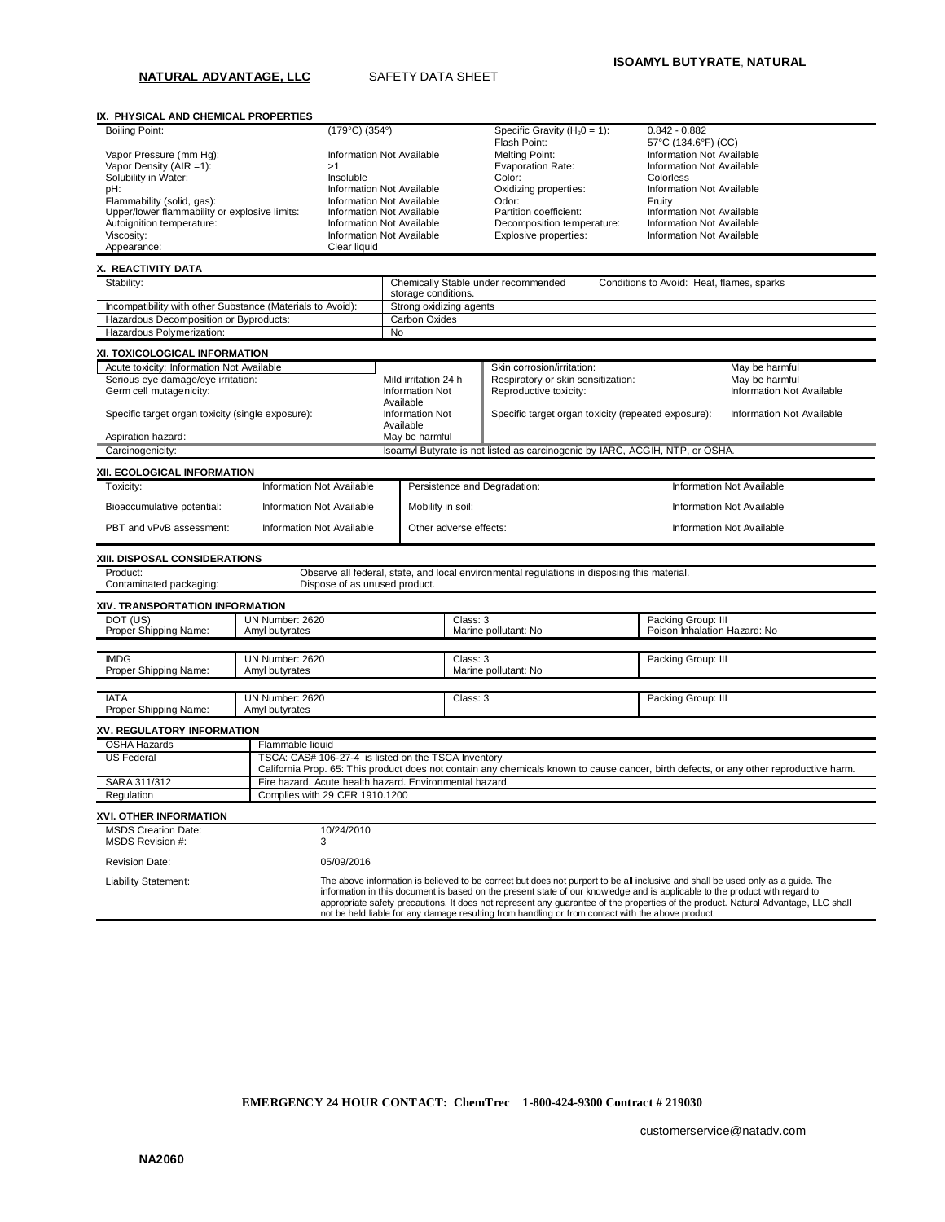## IX. PHYSICAL AND CHEMICAL PROPERTIES

| | | | |
|---|---|---|---|
| Boiling Point: | (179°C) (354°) | Specific Gravity ($H_2O$ = 1): | 0.842 - 0.882 |
| | | Flash Point: | 57°C (134.6°F) (CC) |
| Vapor Pressure (mm Hg): | Information Not Available | Melting Point: | Information Not Available |
| Vapor Density (AIR =1): | >1 | Evaporation Rate: | Information Not Available |
| Solubility in Water: | Insoluble | Color: | Colorless |
| pH: | Information Not Available | Oxidizing properties: | Information Not Available |
| Flammability (solid, gas): | Information Not Available | Odor: | Fruity |
| Upper/lower flammability or explosive limits: | Information Not Available | Partition coefficient: | Information Not Available |
| Autoignition temperature: | Information Not Available | Decomposition temperature: | Information Not Available |
| Viscosity: | Information Not Available | Explosive properties: | Information Not Available |
| Appearance: | Clear liquid | | |

## X. REACTIVITY DATA

| | | |
|---|---|---|
| Stability: | Chemically Stable under recommended storage conditions. | Conditions to Avoid: Heat, flames, sparks |
| Incompatibility with other Substance (Materials to Avoid): | Strong oxidizing agents | |
| Hazardous Decomposition or Byproducts: | Carbon Oxides | |
| Hazardous Polymerization: | No | |

## XI. TOXICOLOGICAL INFORMATION

| | | | |
|---|---|---|---|
| Acute toxicity: Information Not Available | | Skin corrosion/irritation: | May be harmful |
| Serious eye damage/eye irritation: | Mild irritation 24 h | Respiratory or skin sensitization: | May be harmful |
| Germ cell mutagenicity: | Information Not Available | Reproductive toxicity: | Information Not Available |
| Specific target organ toxicity (single exposure): | Information Not Available | Specific target organ toxicity (repeated exposure): | Information Not Available |
| Aspiration hazard: | May be harmful | | |
| Carcinogenicity: | Isoamyl Butyrate is not listed as carcinogenic by IARC, ACGIH, NTP, or OSHA. | | |

## XII. ECOLOGICAL INFORMATION

| | | | |
|---|---|---|---|
| Toxicity: | Information Not Available | Persistence and Degradation: | Information Not Available |
| Bioaccumulative potential: | Information Not Available | Mobility in soil: | Information Not Available |
| PBT and vPvB assessment: | Information Not Available | Other adverse effects: | Information Not Available |

## XIII. DISPOSAL CONSIDERATIONS

| | |
|---|---|
| Product: | Observe all federal, state, and local environmental regulations in disposing this material. |
| Contaminated packaging: | Dispose of as unused product. |

## XIV. TRANSPORTATION INFORMATION

| | | | |
|---|---|---|---|
| DOT (US) | UN Number: 2620 | Class: 3 | Packing Group: III |
| Proper Shipping Name: | Amyl butyrates | Marine pollutant: No | Poison Inhalation Hazard: No |
| IMDG | UN Number: 2620 | Class: 3 | Packing Group: III |
| Proper Shipping Name: | Amyl butyrates | Marine pollutant: No | |
| IATA | UN Number: 2620 | Class: 3 | Packing Group: III |
| Proper Shipping Name: | Amyl butyrates | | |

## XV. REGULATORY INFORMATION

| | |
|---|---|
| OSHA Hazards | Flammable liquid |
| US Federal | TSCA: CAS# 106-27-4 is listed on the TSCA Inventory<br>California Prop. 65: This product does not contain any chemicals known to cause cancer, birth defects, or any other reproductive harm. |
| SARA 311/312 | Fire hazard. Acute health hazard. Environmental hazard. |
| Regulation | Complies with 29 CFR 1910.1200 |

## XVI. OTHER INFORMATION

| | |
|---|---|
| MSDS Creation Date: | 10/24/2010 |
| MSDS Revision #: | 3 |
| Revision Date: | 05/09/2016 |
| Liability Statement: | The above information is believed to be correct but does not purport to be all inclusive and shall be used only as a guide. The information in this document is based on the present state of our knowledge and is applicable to the product with regard to appropriate safety precautions. It does not represent any guarantee of the properties of the product. Natural Advantage, LLC shall not be held liable for any damage resulting from handling or from contact with the above product. |

**EMERGENCY 24 HOUR CONTACT: ChemTrec 1-800-424-9300 Contract # 219030**

customerservice@natadv.com

NA2060